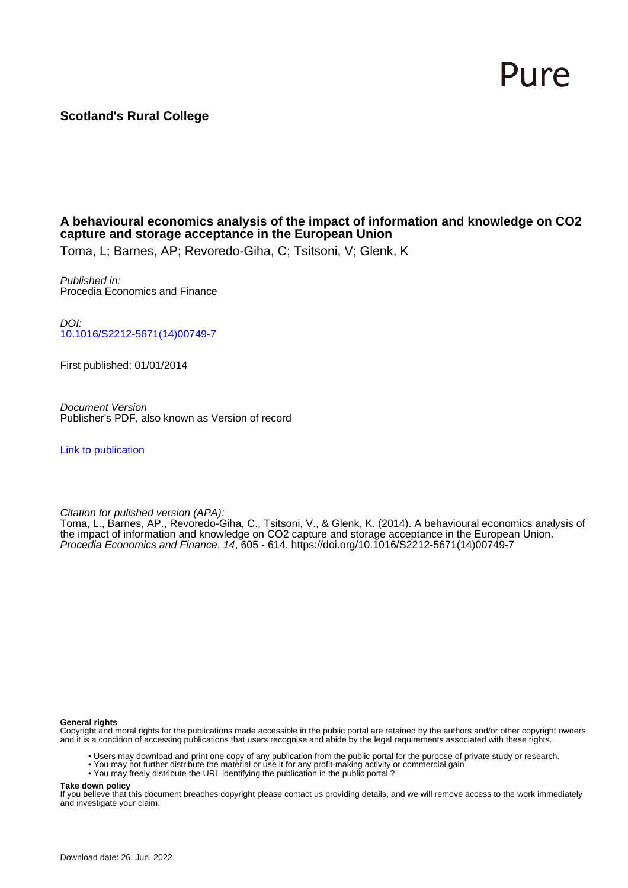Pure

**Scotland's Rural College**

# A behavioural economics analysis of the impact of information and knowledge on CO2 capture and storage acceptance in the European Union

Toma, L; Barnes, AP; Revoredo-Giha, C; Tsitsoni, V; Glenk, K

*Published in:*
Procedia Economics and Finance

*DOI:*
10.1016/S2212-5671(14)00749-7

First published: 01/01/2014

*Document Version*
Publisher's PDF, also known as Version of record

Link to publication

*Citation for pulished version (APA):*
Toma, L., Barnes, AP., Revoredo-Giha, C., Tsitsoni, V., & Glenk, K. (2014). A behavioural economics analysis of the impact of information and knowledge on CO2 capture and storage acceptance in the European Union. *Procedia Economics and Finance*, *14*, 605 - 614. https://doi.org/10.1016/S2212-5671(14)00749-7

**General rights**
Copyright and moral rights for the publications made accessible in the public portal are retained by the authors and/or other copyright owners and it is a condition of accessing publications that users recognise and abide by the legal requirements associated with these rights.

- Users may download and print one copy of any publication from the public portal for the purpose of private study or research.
- You may not further distribute the material or use it for any profit-making activity or commercial gain
- You may freely distribute the URL identifying the publication in the public portal ?

**Take down policy**
If you believe that this document breaches copyright please contact us providing details, and we will remove access to the work immediately and investigate your claim.

Download date: 26. Jun. 2022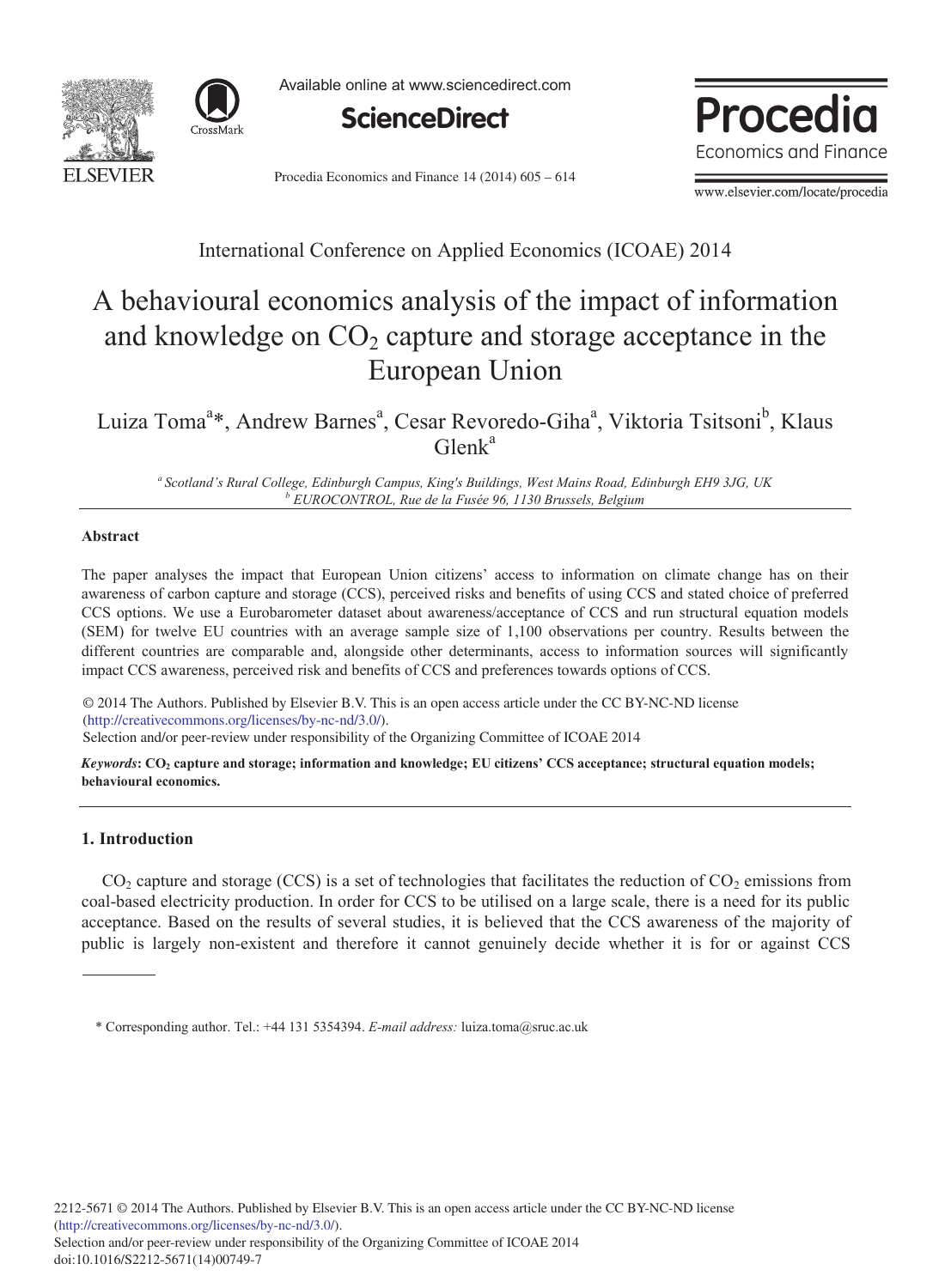## A behavioural economics analysis of the impact of information and knowledge on $CO_2$ capture and storage acceptance in the European Union

Luiza Toma[a]*, Andrew Barnes[a], Cesar Revoredo-Giha[a], Viktoria Tsitsoni[b], Klaus Glenk[a]

[a] *Scotland's Rural College, Edinburgh Campus, King's Buildings, West Mains Road, Edinburgh EH9 3JG, UK*
[b] *EUROCONTROL, Rue de la Fusée 96, 1130 Brussels, Belgium*

### Abstract

The paper analyses the impact that European Union citizens' access to information on climate change has on their awareness of carbon capture and storage (CCS), perceived risks and benefits of using CCS and stated choice of preferred CCS options. We use a Eurobarometer dataset about awareness/acceptance of CCS and run structural equation models (SEM) for twelve EU countries with an average sample size of 1,100 observations per country. Results between the different countries are comparable and, alongside other determinants, access to information sources will significantly impact CCS awareness, perceived risk and benefits of CCS and preferences towards options of CCS.

© 2014 The Authors. Published by Elsevier B.V. This is an open access article under the CC BY-NC-ND license (http://creativecommons.org/licenses/by-nc-nd/3.0/).
Selection and/or peer-review under responsibility of the Organizing Committee of ICOAE 2014

***Keywords*****: $CO_2$ capture and storage; information and knowledge; EU citizens' CCS acceptance; structural equation models; behavioural economics.**

### 1. Introduction

$CO_2$ capture and storage (CCS) is a set of technologies that facilitates the reduction of $CO_2$ emissions from coal-based electricity production. In order for CCS to be utilised on a large scale, there is a need for its public acceptance. Based on the results of several studies, it is believed that the CCS awareness of the majority of public is largely non-existent and therefore it cannot genuinely decide whether it is for or against CCS

\* Corresponding author. Tel.: +44 131 5354394. *E-mail address:* luiza.toma@sruc.ac.uk

2212-5671 © 2014 The Authors. Published by Elsevier B.V. This is an open access article under the CC BY-NC-ND license (http://creativecommons.org/licenses/by-nc-nd/3.0/).
Selection and/or peer-review under responsibility of the Organizing Committee of ICOAE 2014
doi:10.1016/S2212-5671(14)00749-7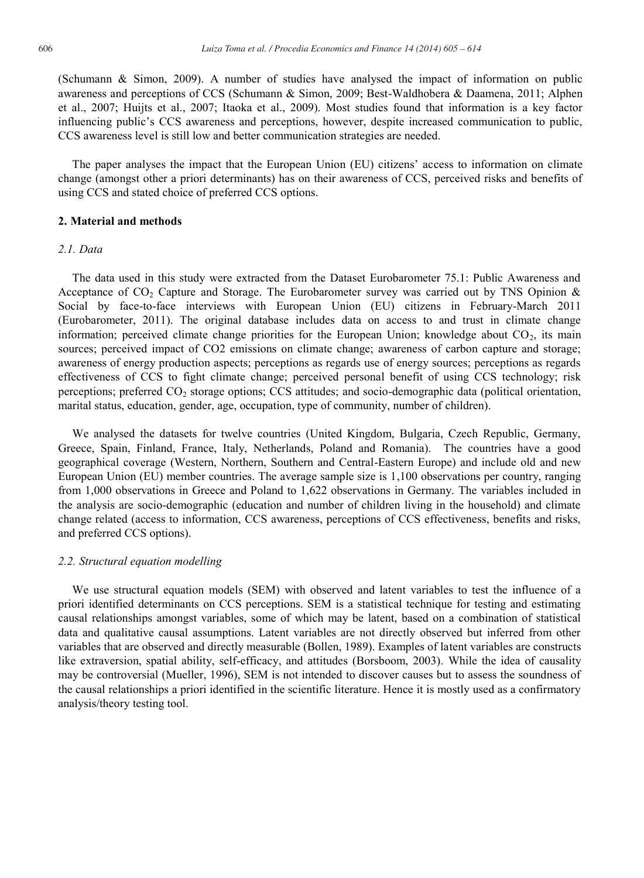(Schumann & Simon, 2009). A number of studies have analysed the impact of information on public awareness and perceptions of CCS (Schumann & Simon, 2009; Best-Waldhobera & Daamena, 2011; Alphen et al., 2007; Huijts et al., 2007; Itaoka et al., 2009). Most studies found that information is a key factor influencing public's CCS awareness and perceptions, however, despite increased communication to public, CCS awareness level is still low and better communication strategies are needed.

The paper analyses the impact that the European Union (EU) citizens' access to information on climate change (amongst other a priori determinants) has on their awareness of CCS, perceived risks and benefits of using CCS and stated choice of preferred CCS options.

## 2. Material and methods

### *2.1. Data*

The data used in this study were extracted from the Dataset Eurobarometer 75.1: Public Awareness and Acceptance of $CO_2$ Capture and Storage. The Eurobarometer survey was carried out by TNS Opinion & Social by face-to-face interviews with European Union (EU) citizens in February-March 2011 (Eurobarometer, 2011). The original database includes data on access to and trust in climate change information; perceived climate change priorities for the European Union; knowledge about $CO_2$, its main sources; perceived impact of CO2 emissions on climate change; awareness of carbon capture and storage; awareness of energy production aspects; perceptions as regards use of energy sources; perceptions as regards effectiveness of CCS to fight climate change; perceived personal benefit of using CCS technology; risk perceptions; preferred $CO_2$ storage options; CCS attitudes; and socio-demographic data (political orientation, marital status, education, gender, age, occupation, type of community, number of children).

We analysed the datasets for twelve countries (United Kingdom, Bulgaria, Czech Republic, Germany, Greece, Spain, Finland, France, Italy, Netherlands, Poland and Romania). The countries have a good geographical coverage (Western, Northern, Southern and Central-Eastern Europe) and include old and new European Union (EU) member countries. The average sample size is 1,100 observations per country, ranging from 1,000 observations in Greece and Poland to 1,622 observations in Germany. The variables included in the analysis are socio-demographic (education and number of children living in the household) and climate change related (access to information, CCS awareness, perceptions of CCS effectiveness, benefits and risks, and preferred CCS options).

### *2.2. Structural equation modelling*

We use structural equation models (SEM) with observed and latent variables to test the influence of a priori identified determinants on CCS perceptions. SEM is a statistical technique for testing and estimating causal relationships amongst variables, some of which may be latent, based on a combination of statistical data and qualitative causal assumptions. Latent variables are not directly observed but inferred from other variables that are observed and directly measurable (Bollen, 1989). Examples of latent variables are constructs like extraversion, spatial ability, self-efficacy, and attitudes (Borsboom, 2003). While the idea of causality may be controversial (Mueller, 1996), SEM is not intended to discover causes but to assess the soundness of the causal relationships a priori identified in the scientific literature. Hence it is mostly used as a confirmatory analysis/theory testing tool.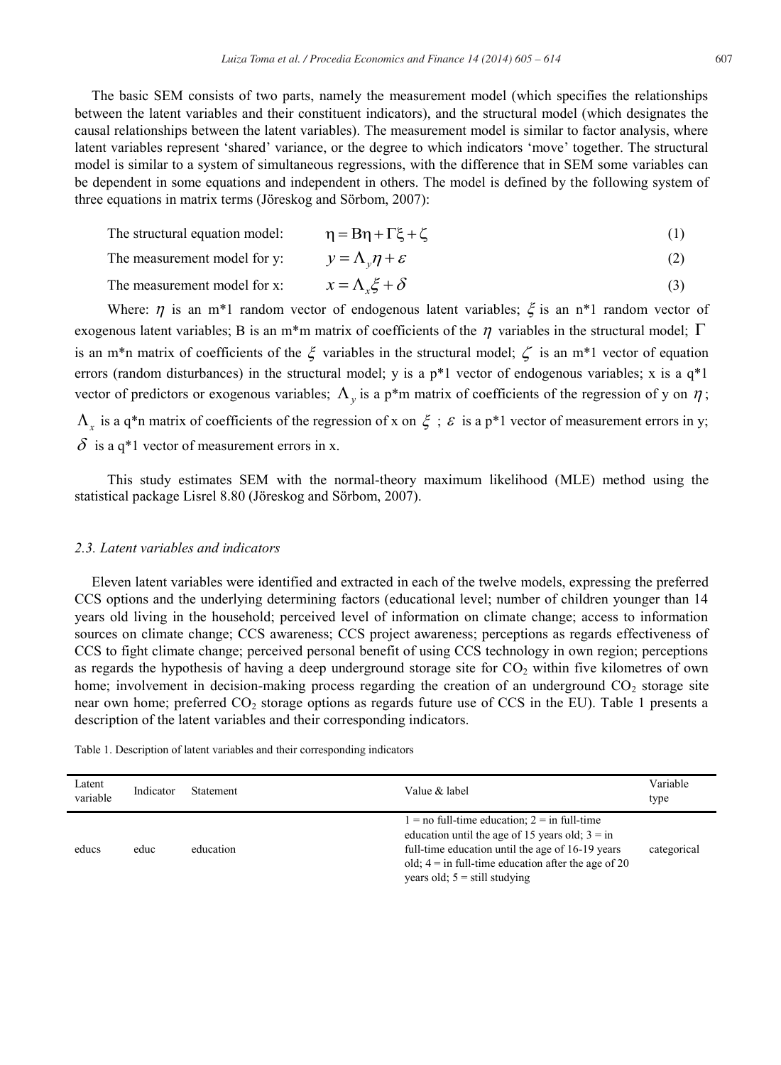The basic SEM consists of two parts, namely the measurement model (which specifies the relationships between the latent variables and their constituent indicators), and the structural model (which designates the causal relationships between the latent variables). The measurement model is similar to factor analysis, where latent variables represent 'shared' variance, or the degree to which indicators 'move' together. The structural model is similar to a system of simultaneous regressions, with the difference that in SEM some variables can be dependent in some equations and independent in others. The model is defined by the following system of three equations in matrix terms (Jöreskog and Sörbom, 2007):

The structural equation model: $$\eta = B\eta + \Gamma\xi + \zeta \quad (1)$$

The measurement model for y: $$y = \Lambda_y \eta + \varepsilon \quad (2)$$

The measurement model for x: $$x = \Lambda_x \xi + \delta \quad (3)$$

Where: $\eta$ is an m*1 random vector of endogenous latent variables; $\xi$ is an n*1 random vector of exogenous latent variables; B is an m*m matrix of coefficients of the $\eta$ variables in the structural model; $\Gamma$ is an m*n matrix of coefficients of the $\xi$ variables in the structural model; $\zeta$ is an m*1 vector of equation errors (random disturbances) in the structural model; y is a p*1 vector of endogenous variables; x is a q*1 vector of predictors or exogenous variables; $\Lambda_y$ is a p*m matrix of coefficients of the regression of y on $\eta$; $\Lambda_x$ is a q*n matrix of coefficients of the regression of x on $\xi$; $\varepsilon$ is a p*1 vector of measurement errors in y; $\delta$ is a q*1 vector of measurement errors in x.

This study estimates SEM with the normal-theory maximum likelihood (MLE) method using the statistical package Lisrel 8.80 (Jöreskog and Sörbom, 2007).

### *2.3. Latent variables and indicators*

Eleven latent variables were identified and extracted in each of the twelve models, expressing the preferred CCS options and the underlying determining factors (educational level; number of children younger than 14 years old living in the household; perceived level of information on climate change; access to information sources on climate change; CCS awareness; CCS project awareness; perceptions as regards effectiveness of CCS to fight climate change; perceived personal benefit of using CCS technology in own region; perceptions as regards the hypothesis of having a deep underground storage site for $CO_2$ within five kilometres of own home; involvement in decision-making process regarding the creation of an underground $CO_2$ storage site near own home; preferred $CO_2$ storage options as regards future use of CCS in the EU). Table 1 presents a description of the latent variables and their corresponding indicators.

Table 1. Description of latent variables and their corresponding indicators

| Latent variable | Indicator | Statement | Value & label | Variable type |
|---|---|---|---|---|
| educs | educ | education | 1 = no full-time education; 2 = in full-time education until the age of 15 years old; 3 = in full-time education until the age of 16-19 years old; 4 = in full-time education after the age of 20 years old; 5 = still studying | categorical |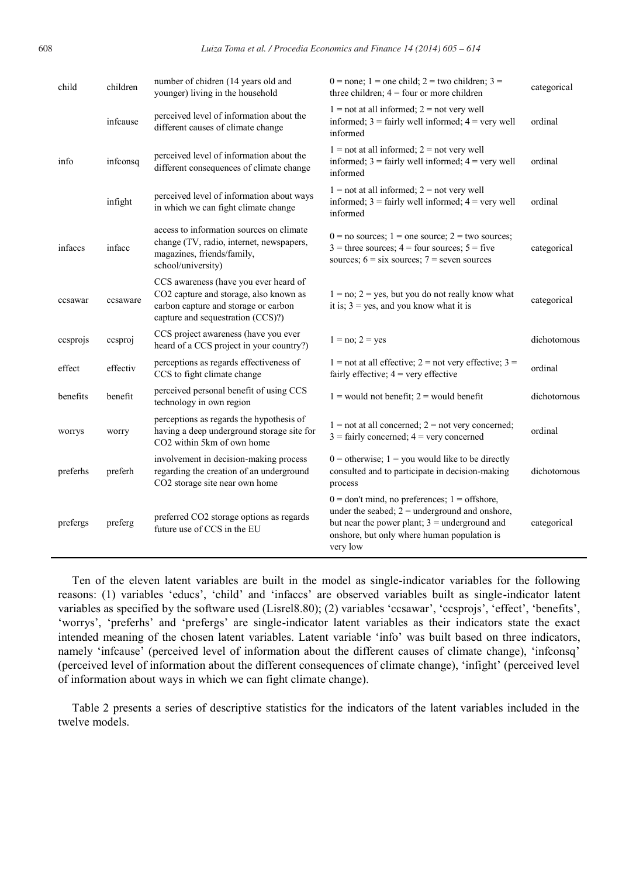| | | | | |
|---|---|---|---|---|
| child | children | number of chidren (14 years old and younger) living in the household | 0 = none; 1 = one child; 2 = two children; 3 = three children; 4 = four or more children | categorical |
| | infcause | perceived level of information about the different causes of climate change | 1 = not at all informed; 2 = not very well informed; 3 = fairly well informed; 4 = very well informed | ordinal |
| info | infconsq | perceived level of information about the different consequences of climate change | 1 = not at all informed; 2 = not very well informed; 3 = fairly well informed; 4 = very well informed | ordinal |
| | infight | perceived level of information about ways in which we can fight climate change | 1 = not at all informed; 2 = not very well informed; 3 = fairly well informed; 4 = very well informed | ordinal |
| infaccs | infacc | access to information sources on climate change (TV, radio, internet, newspapers, magazines, friends/family, school/university) | 0 = no sources; 1 = one source; 2 = two sources; 3 = three sources; 4 = four sources; 5 = five sources; 6 = six sources; 7 = seven sources | categorical |
| ccsawar | ccsaware | CCS awareness (have you ever heard of $CO_2$ capture and storage, also known as carbon capture and storage or carbon capture and sequestration (CCS)?) | 1 = no; 2 = yes, but you do not really know what it is; 3 = yes, and you know what it is | categorical |
| ccsprojs | ccsproj | CCS project awareness (have you ever heard of a CCS project in your country?) | 1 = no; 2 = yes | dichotomous |
| effect | effectiv | perceptions as regards effectiveness of CCS to fight climate change | 1 = not at all effective; 2 = not very effective; 3 = fairly effective; 4 = very effective | ordinal |
| benefits | benefit | perceived personal benefit of using CCS technology in own region | 1 = would not benefit; 2 = would benefit | dichotomous |
| worrys | worry | perceptions as regards the hypothesis of having a deep underground storage site for $CO_2$ within 5km of own home | 1 = not at all concerned; 2 = not very concerned; 3 = fairly concerned; 4 = very concerned | ordinal |
| preferhs | preferh | involvement in decision-making process regarding the creation of an underground $CO_2$ storage site near own home | 0 = otherwise; 1 = you would like to be directly consulted and to participate in decision-making process | dichotomous |
| prefergs | preferg | preferred $CO_2$ storage options as regards future use of CCS in the EU | 0 = don't mind, no preferences; 1 = offshore, under the seabed; 2 = underground and onshore, but near the power plant; 3 = underground and onshore, but only where human population is very low | categorical |

Ten of the eleven latent variables are built in the model as single-indicator variables for the following reasons: (1) variables 'educs', 'child' and 'infaccs' are observed variables built as single-indicator latent variables as specified by the software used (Lisrel8.80); (2) variables 'ccsawar', 'ccsprojs', 'effect', 'benefits', 'worrys', 'preferhs' and 'prefergs' are single-indicator latent variables as their indicators state the exact intended meaning of the chosen latent variables. Latent variable 'info' was built based on three indicators, namely 'infcause' (perceived level of information about the different causes of climate change), 'infconsq' (perceived level of information about the different consequences of climate change), 'infight' (perceived level of information about ways in which we can fight climate change).

Table 2 presents a series of descriptive statistics for the indicators of the latent variables included in the twelve models.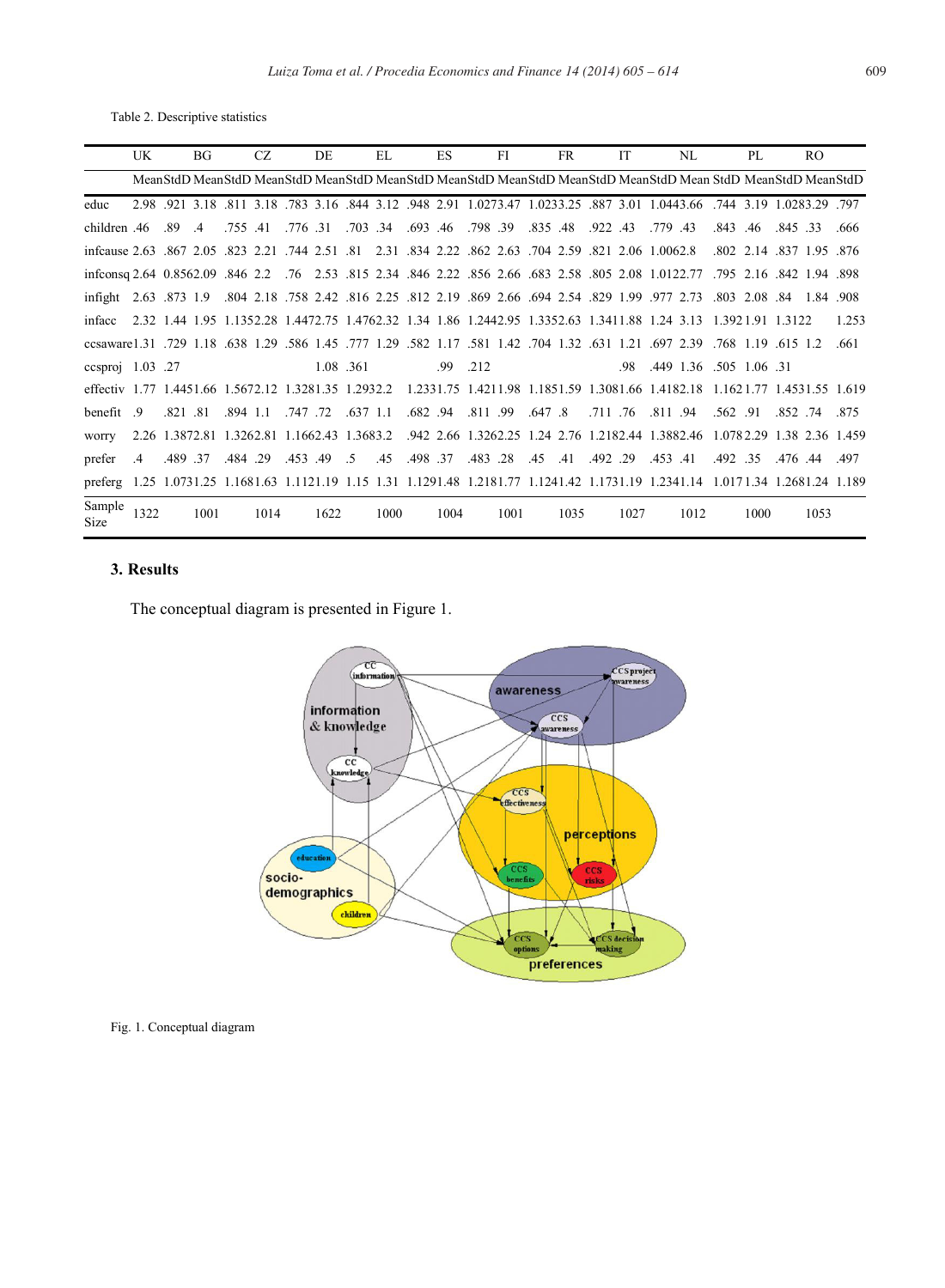Table 2. Descriptive statistics

| | UK | | BG | | CZ | | DE | | EL | | ES | | FI | | FR | | IT | | NL | | PL | | RO | |
|---|---|---|---|---|---|---|---|---|---|---|---|---|---|---|---|---|---|---|---|---|---|---|---|---|
| | Mean | StdD | Mean | StdD | Mean | StdD | Mean | StdD | Mean | StdD | Mean | StdD | Mean | StdD | Mean | StdD | Mean | StdD | Mean | StdD | Mean | StdD | Mean | StdD |
| educ | 2.98 | .921 | 3.18 | .811 | 3.18 | .783 | 3.16 | .844 | 3.12 | .948 | 2.91 | 1.027 | 3.47 | 1.023 | 3.25 | .887 | 3.01 | 1.044 | 3.66 | .744 | 3.19 | 1.028 | 3.29 | .797 |
| children | .46 | .89 | .4 | .755 | .41 | .776 | .31 | .703 | .34 | .693 | .46 | .798 | .39 | .835 | .48 | .922 | .43 | .779 | .43 | .843 | .46 | .845 | .33 | .666 |
| infcause | 2.63 | .867 | 2.05 | .823 | 2.21 | .744 | 2.51 | .81 | 2.31 | .834 | 2.22 | .862 | 2.63 | .704 | 2.59 | .821 | 2.06 | 1.006 | 2.8 | .802 | 2.14 | .837 | 1.95 | .876 |
| infconsq | 2.64 | 0.856 | 2.09 | .846 | 2.2 | .76 | 2.53 | .815 | 2.34 | .846 | 2.22 | .856 | 2.66 | .683 | 2.58 | .805 | 2.08 | 1.012 | 2.77 | .795 | 2.16 | .842 | 1.94 | .898 |
| infight | 2.63 | .873 | 1.9 | .804 | 2.18 | .758 | 2.42 | .816 | 2.25 | .812 | 2.19 | .869 | 2.66 | .694 | 2.54 | .829 | 1.99 | .977 | 2.73 | .803 | 2.08 | .84 | 1.84 | .908 |
| infacc | 2.32 | 1.44 | 1.95 | 1.135 | 2.28 | 1.447 | 2.75 | 1.476 | 2.32 | 1.34 | 1.86 | 1.244 | 2.95 | 1.335 | 2.63 | 1.341 | 1.88 | 1.24 | 3.13 | 1.392 | 1.91 | 1.312 | 2 | 1.253 |
| ccsaware | 1.31 | .729 | 1.18 | .638 | 1.29 | .586 | 1.45 | .777 | 1.29 | .582 | 1.17 | .581 | 1.42 | .704 | 1.32 | .631 | 1.21 | .697 | 2.39 | .768 | 1.19 | .615 | 1.2 | .661 |
| ccsproj | 1.03 | .27 | | | | | 1.08 | .361 | | | .99 | .212 | | | | | .98 | .449 | 1.36 | .505 | 1.06 | .31 | | |
| effectiv | 1.77 | 1.445 | 1.66 | 1.567 | 2.12 | 1.328 | 1.35 | 1.293 | 2.2 | 1.233 | 1.75 | 1.421 | 1.98 | 1.185 | 1.59 | 1.308 | 1.66 | 1.418 | 2.18 | 1.162 | 1.77 | 1.453 | 1.55 | 1.619 |
| benefit | .9 | .821 | .81 | .894 | 1.1 | .747 | .72 | .637 | 1.1 | .682 | .94 | .811 | .99 | .647 | .8 | .711 | .76 | .811 | .94 | .562 | .91 | .852 | .74 | .875 |
| worry | 2.26 | 1.387 | 2.81 | 1.326 | 2.81 | 1.166 | 2.43 | 1.368 | 3.2 | .942 | 2.66 | 1.326 | 2.25 | 1.24 | 2.76 | 1.218 | 2.44 | 1.388 | 2.46 | 1.078 | 2.29 | 1.38 | 2.36 | 1.459 |
| prefer | .4 | .489 | .37 | .484 | .29 | .453 | .49 | .5 | .45 | .498 | .37 | .483 | .28 | .45 | .41 | .492 | .29 | .453 | .41 | .492 | .35 | .476 | .44 | .497 |
| preferg | 1.25 | 1.073 | 1.25 | 1.168 | 1.63 | 1.112 | 1.19 | 1.15 | 1.31 | 1.129 | 1.48 | 1.218 | 1.77 | 1.124 | 1.42 | 1.173 | 1.19 | 1.234 | 1.14 | 1.017 | 1.34 | 1.268 | 1.24 | 1.189 |
| Sample Size | 1322 | | 1001 | | 1014 | | 1622 | | 1000 | | 1004 | | 1001 | | 1035 | | 1027 | | 1012 | | 1000 | | 1053 | |

## 3. Results

The conceptual diagram is presented in Figure 1.

Fig. 1. Conceptual diagram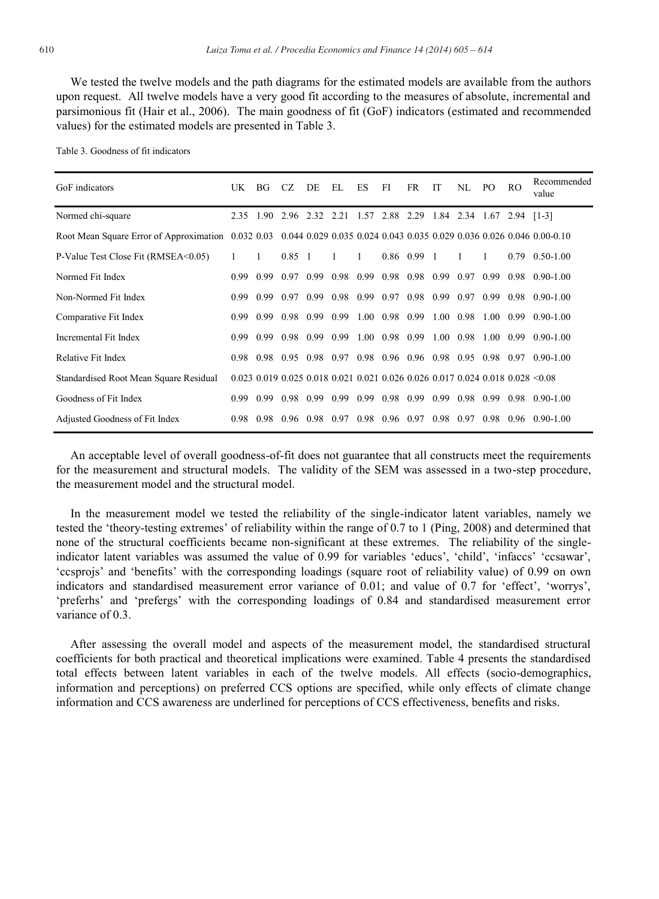We tested the twelve models and the path diagrams for the estimated models are available from the authors upon request. All twelve models have a very good fit according to the measures of absolute, incremental and parsimonious fit (Hair et al., 2006). The main goodness of fit (GoF) indicators (estimated and recommended values) for the estimated models are presented in Table 3.

Table 3. Goodness of fit indicators

| GoF indicators | UK | BG | CZ | DE | EL | ES | FI | FR | IT | NL | PO | RO | Recommended value |
|---|---|---|---|---|---|---|---|---|---|---|---|---|---|
| Normed chi-square | 2.35 | 1.90 | 2.96 | 2.32 | 2.21 | 1.57 | 2.88 | 2.29 | 1.84 | 2.34 | 1.67 | 2.94 | [1-3] |
| Root Mean Square Error of Approximation | 0.032 | 0.03 | 0.044 | 0.029 | 0.035 | 0.024 | 0.043 | 0.035 | 0.029 | 0.036 | 0.026 | 0.046 | 0.00-0.10 |
| P-Value Test Close Fit (RMSEA<0.05) | 1 | 1 | 0.85 | 1 | 1 | 1 | 0.86 | 0.99 | 1 | 1 | 1 | 0.79 | 0.50-1.00 |
| Normed Fit Index | 0.99 | 0.99 | 0.97 | 0.99 | 0.98 | 0.99 | 0.98 | 0.98 | 0.99 | 0.97 | 0.99 | 0.98 | 0.90-1.00 |
| Non-Normed Fit Index | 0.99 | 0.99 | 0.97 | 0.99 | 0.98 | 0.99 | 0.97 | 0.98 | 0.99 | 0.97 | 0.99 | 0.98 | 0.90-1.00 |
| Comparative Fit Index | 0.99 | 0.99 | 0.98 | 0.99 | 0.99 | 1.00 | 0.98 | 0.99 | 1.00 | 0.98 | 1.00 | 0.99 | 0.90-1.00 |
| Incremental Fit Index | 0.99 | 0.99 | 0.98 | 0.99 | 0.99 | 1.00 | 0.98 | 0.99 | 1.00 | 0.98 | 1.00 | 0.99 | 0.90-1.00 |
| Relative Fit Index | 0.98 | 0.98 | 0.95 | 0.98 | 0.97 | 0.98 | 0.96 | 0.96 | 0.98 | 0.95 | 0.98 | 0.97 | 0.90-1.00 |
| Standardised Root Mean Square Residual | 0.023 | 0.019 | 0.025 | 0.018 | 0.021 | 0.021 | 0.026 | 0.026 | 0.017 | 0.024 | 0.018 | 0.028 | <0.08 |
| Goodness of Fit Index | 0.99 | 0.99 | 0.98 | 0.99 | 0.99 | 0.99 | 0.98 | 0.99 | 0.99 | 0.98 | 0.99 | 0.98 | 0.90-1.00 |
| Adjusted Goodness of Fit Index | 0.98 | 0.98 | 0.96 | 0.98 | 0.97 | 0.98 | 0.96 | 0.97 | 0.98 | 0.97 | 0.98 | 0.96 | 0.90-1.00 |

An acceptable level of overall goodness-of-fit does not guarantee that all constructs meet the requirements for the measurement and structural models. The validity of the SEM was assessed in a two-step procedure, the measurement model and the structural model.

In the measurement model we tested the reliability of the single-indicator latent variables, namely we tested the 'theory-testing extremes' of reliability within the range of 0.7 to 1 (Ping, 2008) and determined that none of the structural coefficients became non-significant at these extremes. The reliability of the single-indicator latent variables was assumed the value of 0.99 for variables 'educs', 'child', 'infaccs' 'ccsawar', 'ccsprojs' and 'benefits' with the corresponding loadings (square root of reliability value) of 0.99 on own indicators and standardised measurement error variance of 0.01; and value of 0.7 for 'effect', 'worrys', 'preferhs' and 'prefergs' with the corresponding loadings of 0.84 and standardised measurement error variance of 0.3.

After assessing the overall model and aspects of the measurement model, the standardised structural coefficients for both practical and theoretical implications were examined. Table 4 presents the standardised total effects between latent variables in each of the twelve models. All effects (socio-demographics, information and perceptions) on preferred CCS options are specified, while only effects of climate change information and CCS awareness are underlined for perceptions of CCS effectiveness, benefits and risks.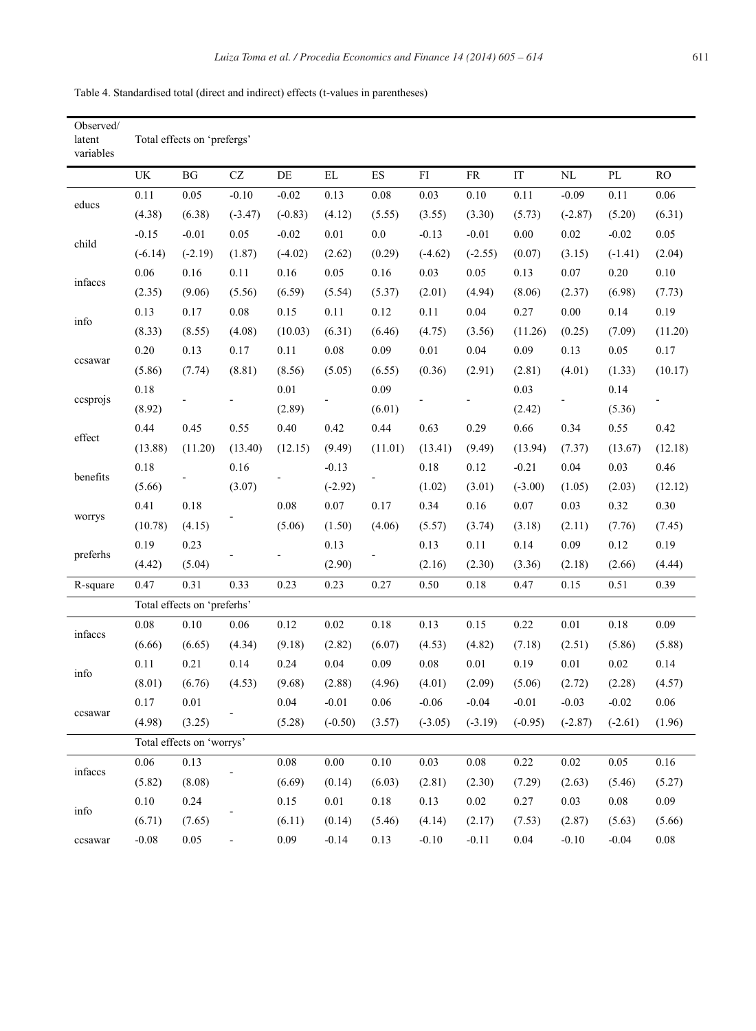Table 4. Standardised total (direct and indirect) effects (t-values in parentheses)

| Observed/ latent variables | Total effects on 'prefergs' | | | | | | | | | | | |
|---|---|---|---|---|---|---|---|---|---|---|---|---|
| | UK | BG | CZ | DE | EL | ES | FI | FR | IT | NL | PL | RO |
| educs | 0.11 | 0.05 | -0.10 | -0.02 | 0.13 | 0.08 | 0.03 | 0.10 | 0.11 | -0.09 | 0.11 | 0.06 |
| | (4.38) | (6.38) | (-3.47) | (-0.83) | (4.12) | (5.55) | (3.55) | (3.30) | (5.73) | (-2.87) | (5.20) | (6.31) |
| child | -0.15 | -0.01 | 0.05 | -0.02 | 0.01 | 0.0 | -0.13 | -0.01 | 0.00 | 0.02 | -0.02 | 0.05 |
| | (-6.14) | (-2.19) | (1.87) | (-4.02) | (2.62) | (0.29) | (-4.62) | (-2.55) | (0.07) | (3.15) | (-1.41) | (2.04) |
| infaccs | 0.06 | 0.16 | 0.11 | 0.16 | 0.05 | 0.16 | 0.03 | 0.05 | 0.13 | 0.07 | 0.20 | 0.10 |
| | (2.35) | (9.06) | (5.56) | (6.59) | (5.54) | (5.37) | (2.01) | (4.94) | (8.06) | (2.37) | (6.98) | (7.73) |
| info | 0.13 | 0.17 | 0.08 | 0.15 | 0.11 | 0.12 | 0.11 | 0.04 | 0.27 | 0.00 | 0.14 | 0.19 |
| | (8.33) | (8.55) | (4.08) | (10.03) | (6.31) | (6.46) | (4.75) | (3.56) | (11.26) | (0.25) | (7.09) | (11.20) |
| ccsawar | 0.20 | 0.13 | 0.17 | 0.11 | 0.08 | 0.09 | 0.01 | 0.04 | 0.09 | 0.13 | 0.05 | 0.17 |
| | (5.86) | (7.74) | (8.81) | (8.56) | (5.05) | (6.55) | (0.36) | (2.91) | (2.81) | (4.01) | (1.33) | (10.17) |
| ccsprojs | 0.18 | - | - | 0.01 | - | 0.09 | - | - | 0.03 | - | 0.14 | - |
| | (8.92) | | | (2.89) | | (6.01) | | | (2.42) | | (5.36) | |
| effect | 0.44 | 0.45 | 0.55 | 0.40 | 0.42 | 0.44 | 0.63 | 0.29 | 0.66 | 0.34 | 0.55 | 0.42 |
| | (13.88) | (11.20) | (13.40) | (12.15) | (9.49) | (11.01) | (13.41) | (9.49) | (13.94) | (7.37) | (13.67) | (12.18) |
| benefits | 0.18 | - | 0.16 | - | -0.13 | - | 0.18 | 0.12 | -0.21 | 0.04 | 0.03 | 0.46 |
| | (5.66) | | (3.07) | | (-2.92) | | (1.02) | (3.01) | (-3.00) | (1.05) | (2.03) | (12.12) |
| worrys | 0.41 | 0.18 | - | 0.08 | 0.07 | 0.17 | 0.34 | 0.16 | 0.07 | 0.03 | 0.32 | 0.30 |
| | (10.78) | (4.15) | | (5.06) | (1.50) | (4.06) | (5.57) | (3.74) | (3.18) | (2.11) | (7.76) | (7.45) |
| preferhs | 0.19 | 0.23 | - | - | 0.13 | - | 0.13 | 0.11 | 0.14 | 0.09 | 0.12 | 0.19 |
| | (4.42) | (5.04) | | | (2.90) | | (2.16) | (2.30) | (3.36) | (2.18) | (2.66) | (4.44) |
| R-square | 0.47 | 0.31 | 0.33 | 0.23 | 0.23 | 0.27 | 0.50 | 0.18 | 0.47 | 0.15 | 0.51 | 0.39 |
| | Total effects on 'preferhs' | | | | | | | | | | | |
| infaccs | 0.08 | 0.10 | 0.06 | 0.12 | 0.02 | 0.18 | 0.13 | 0.15 | 0.22 | 0.01 | 0.18 | 0.09 |
| | (6.66) | (6.65) | (4.34) | (9.18) | (2.82) | (6.07) | (4.53) | (4.82) | (7.18) | (2.51) | (5.86) | (5.88) |
| info | 0.11 | 0.21 | 0.14 | 0.24 | 0.04 | 0.09 | 0.08 | 0.01 | 0.19 | 0.01 | 0.02 | 0.14 |
| | (8.01) | (6.76) | (4.53) | (9.68) | (2.88) | (4.96) | (4.01) | (2.09) | (5.06) | (2.72) | (2.28) | (4.57) |
| ccsawar | 0.17 | 0.01 | - | 0.04 | -0.01 | 0.06 | -0.06 | -0.04 | -0.01 | -0.03 | -0.02 | 0.06 |
| | (4.98) | (3.25) | | (5.28) | (-0.50) | (3.57) | (-3.05) | (-3.19) | (-0.95) | (-2.87) | (-2.61) | (1.96) |
| | Total effects on 'worrys' | | | | | | | | | | | |
| infaccs | 0.06 | 0.13 | - | 0.08 | 0.00 | 0.10 | 0.03 | 0.08 | 0.22 | 0.02 | 0.05 | 0.16 |
| | (5.82) | (8.08) | | (6.69) | (0.14) | (6.03) | (2.81) | (2.30) | (7.29) | (2.63) | (5.46) | (5.27) |
| info | 0.10 | 0.24 | - | 0.15 | 0.01 | 0.18 | 0.13 | 0.02 | 0.27 | 0.03 | 0.08 | 0.09 |
| | (6.71) | (7.65) | | (6.11) | (0.14) | (5.46) | (4.14) | (2.17) | (7.53) | (2.87) | (5.63) | (5.66) |
| ccsawar | -0.08 | 0.05 | - | 0.09 | -0.14 | 0.13 | -0.10 | -0.11 | 0.04 | -0.10 | -0.04 | 0.08 |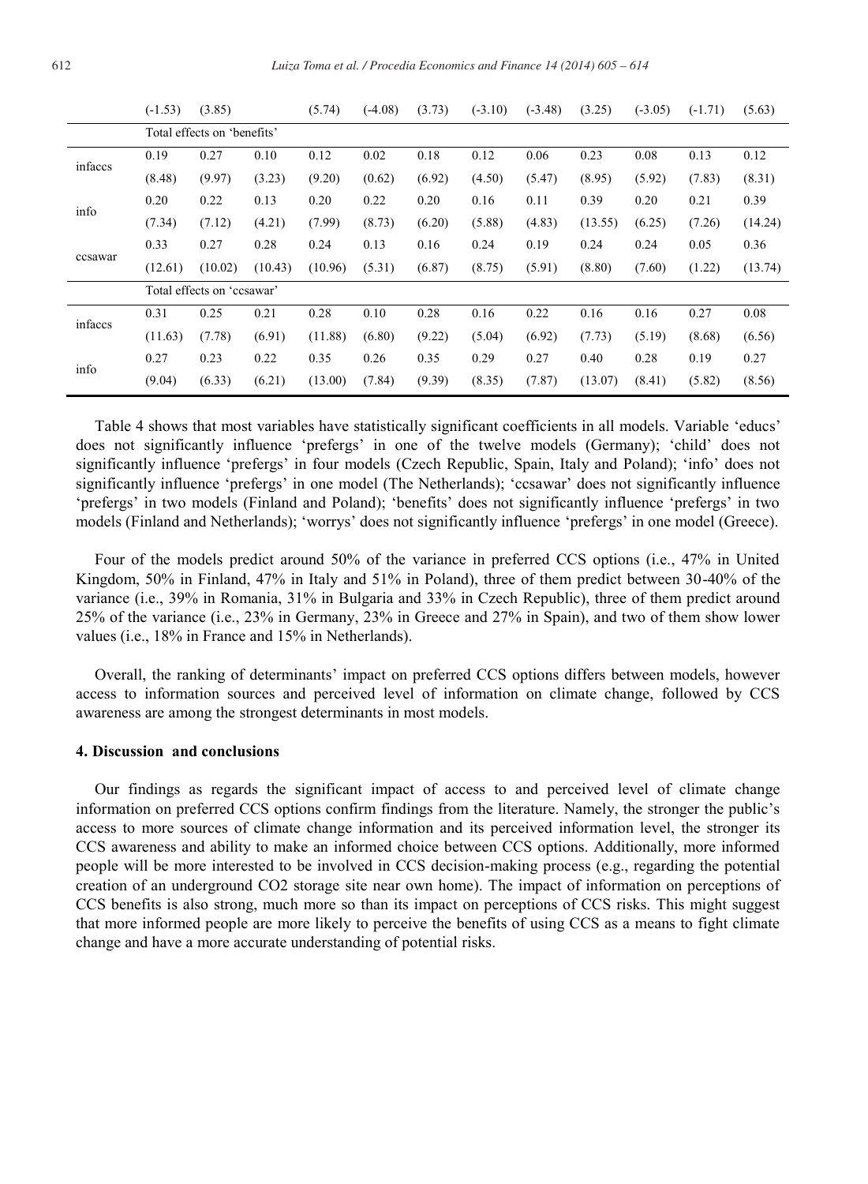|  |  |  |  |  |  |  |  |  |  |  |  |  |
|---|---|---|---|---|---|---|---|---|---|---|---|---|
|  | (-1.53) | (3.85) |  | (5.74) | (-4.08) | (3.73) | (-3.10) | (-3.48) | (3.25) | (-3.05) | (-1.71) | (5.63) |
|  | Total effects on 'benefits' |  |  |  |  |  |  |  |  |  |  |  |
| infaccs | 0.19 | 0.27 | 0.10 | 0.12 | 0.02 | 0.18 | 0.12 | 0.06 | 0.23 | 0.08 | 0.13 | 0.12 |
|  | (8.48) | (9.97) | (3.23) | (9.20) | (0.62) | (6.92) | (4.50) | (5.47) | (8.95) | (5.92) | (7.83) | (8.31) |
| info | 0.20 | 0.22 | 0.13 | 0.20 | 0.22 | 0.20 | 0.16 | 0.11 | 0.39 | 0.20 | 0.21 | 0.39 |
|  | (7.34) | (7.12) | (4.21) | (7.99) | (8.73) | (6.20) | (5.88) | (4.83) | (13.55) | (6.25) | (7.26) | (14.24) |
| ccsawar | 0.33 | 0.27 | 0.28 | 0.24 | 0.13 | 0.16 | 0.24 | 0.19 | 0.24 | 0.24 | 0.05 | 0.36 |
|  | (12.61) | (10.02) | (10.43) | (10.96) | (5.31) | (6.87) | (8.75) | (5.91) | (8.80) | (7.60) | (1.22) | (13.74) |
|  | Total effects on 'ccsawar' |  |  |  |  |  |  |  |  |  |  |  |
| infaccs | 0.31 | 0.25 | 0.21 | 0.28 | 0.10 | 0.28 | 0.16 | 0.22 | 0.16 | 0.16 | 0.27 | 0.08 |
|  | (11.63) | (7.78) | (6.91) | (11.88) | (6.80) | (9.22) | (5.04) | (6.92) | (7.73) | (5.19) | (8.68) | (6.56) |
| info | 0.27 | 0.23 | 0.22 | 0.35 | 0.26 | 0.35 | 0.29 | 0.27 | 0.40 | 0.28 | 0.19 | 0.27 |
|  | (9.04) | (6.33) | (6.21) | (13.00) | (7.84) | (9.39) | (8.35) | (7.87) | (13.07) | (8.41) | (5.82) | (8.56) |

Table 4 shows that most variables have statistically significant coefficients in all models. Variable 'educs' does not significantly influence 'prefergs' in one of the twelve models (Germany); 'child' does not significantly influence 'prefergs' in four models (Czech Republic, Spain, Italy and Poland); 'info' does not significantly influence 'prefergs' in one model (The Netherlands); 'ccsawar' does not significantly influence 'prefergs' in two models (Finland and Poland); 'benefits' does not significantly influence 'prefergs' in two models (Finland and Netherlands); 'worrys' does not significantly influence 'prefergs' in one model (Greece).

Four of the models predict around 50% of the variance in preferred CCS options (i.e., 47% in United Kingdom, 50% in Finland, 47% in Italy and 51% in Poland), three of them predict between 30-40% of the variance (i.e., 39% in Romania, 31% in Bulgaria and 33% in Czech Republic), three of them predict around 25% of the variance (i.e., 23% in Germany, 23% in Greece and 27% in Spain), and two of them show lower values (i.e., 18% in France and 15% in Netherlands).

Overall, the ranking of determinants' impact on preferred CCS options differs between models, however access to information sources and perceived level of information on climate change, followed by CCS awareness are among the strongest determinants in most models.

## 4. Discussion and conclusions

Our findings as regards the significant impact of access to and perceived level of climate change information on preferred CCS options confirm findings from the literature. Namely, the stronger the public's access to more sources of climate change information and its perceived information level, the stronger its CCS awareness and ability to make an informed choice between CCS options. Additionally, more informed people will be more interested to be involved in CCS decision-making process (e.g., regarding the potential creation of an underground CO2 storage site near own home). The impact of information on perceptions of CCS benefits is also strong, much more so than its impact on perceptions of CCS risks. This might suggest that more informed people are more likely to perceive the benefits of using CCS as a means to fight climate change and have a more accurate understanding of potential risks.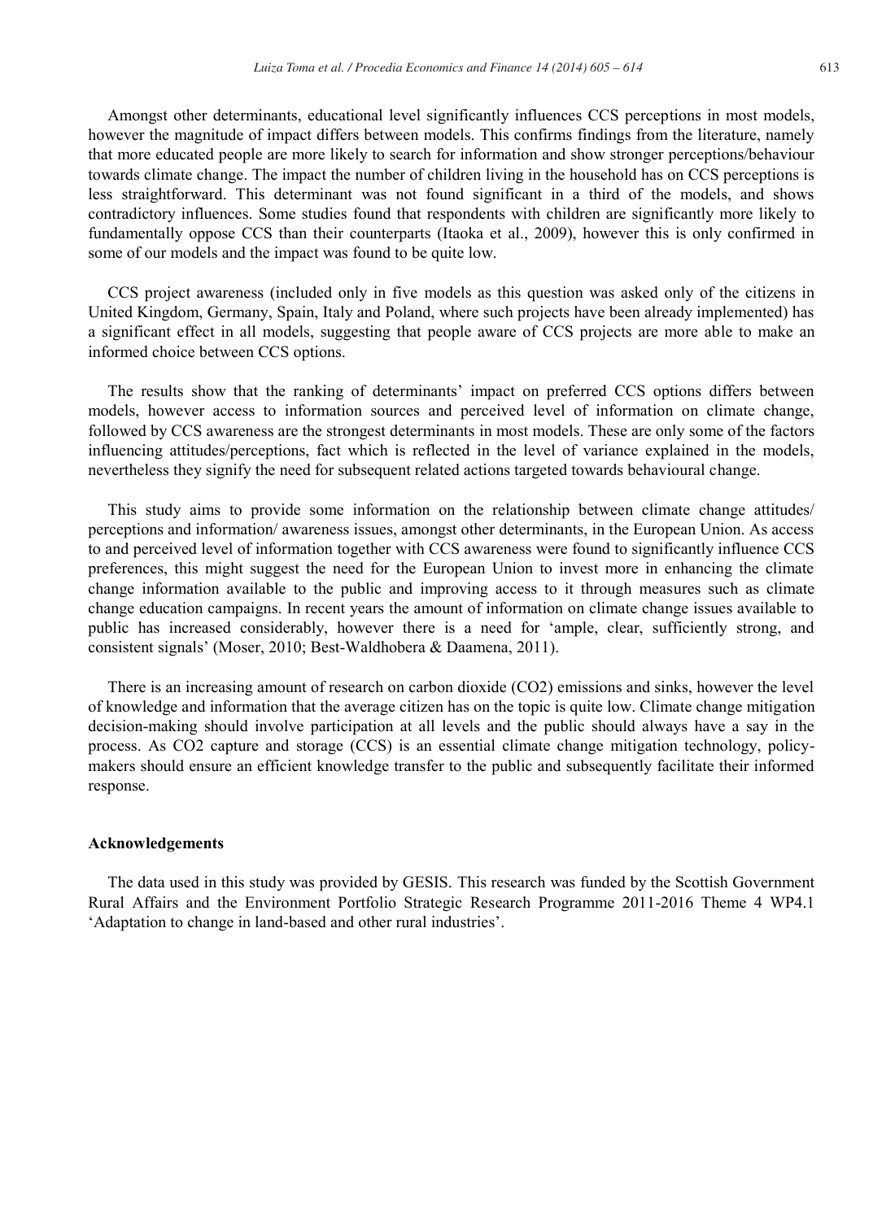Amongst other determinants, educational level significantly influences CCS perceptions in most models, however the magnitude of impact differs between models. This confirms findings from the literature, namely that more educated people are more likely to search for information and show stronger perceptions/behaviour towards climate change. The impact the number of children living in the household has on CCS perceptions is less straightforward. This determinant was not found significant in a third of the models, and shows contradictory influences. Some studies found that respondents with children are significantly more likely to fundamentally oppose CCS than their counterparts (Itaoka et al., 2009), however this is only confirmed in some of our models and the impact was found to be quite low.

CCS project awareness (included only in five models as this question was asked only of the citizens in United Kingdom, Germany, Spain, Italy and Poland, where such projects have been already implemented) has a significant effect in all models, suggesting that people aware of CCS projects are more able to make an informed choice between CCS options.

The results show that the ranking of determinants' impact on preferred CCS options differs between models, however access to information sources and perceived level of information on climate change, followed by CCS awareness are the strongest determinants in most models. These are only some of the factors influencing attitudes/perceptions, fact which is reflected in the level of variance explained in the models, nevertheless they signify the need for subsequent related actions targeted towards behavioural change.

This study aims to provide some information on the relationship between climate change attitudes/ perceptions and information/ awareness issues, amongst other determinants, in the European Union. As access to and perceived level of information together with CCS awareness were found to significantly influence CCS preferences, this might suggest the need for the European Union to invest more in enhancing the climate change information available to the public and improving access to it through measures such as climate change education campaigns. In recent years the amount of information on climate change issues available to public has increased considerably, however there is a need for 'ample, clear, sufficiently strong, and consistent signals' (Moser, 2010; Best-Waldhobera & Daamena, 2011).

There is an increasing amount of research on carbon dioxide ($CO_2$) emissions and sinks, however the level of knowledge and information that the average citizen has on the topic is quite low. Climate change mitigation decision-making should involve participation at all levels and the public should always have a say in the process. As $CO_2$ capture and storage (CCS) is an essential climate change mitigation technology, policy-makers should ensure an efficient knowledge transfer to the public and subsequently facilitate their informed response.

### Acknowledgements

The data used in this study was provided by GESIS. This research was funded by the Scottish Government Rural Affairs and the Environment Portfolio Strategic Research Programme 2011-2016 Theme 4 WP4.1 'Adaptation to change in land-based and other rural industries'.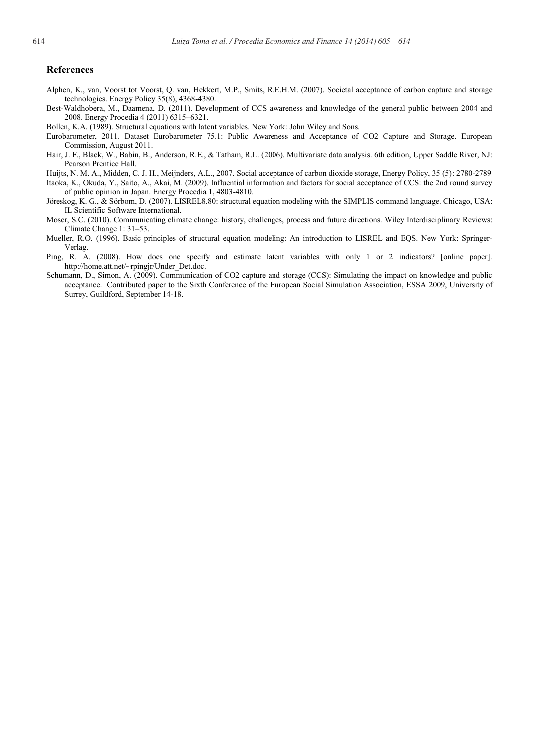## References

Alphen, K., van, Voorst tot Voorst, Q. van, Hekkert, M.P., Smits, R.E.H.M. (2007). Societal acceptance of carbon capture and storage technologies. Energy Policy 35(8), 4368-4380.

Best-Waldhobera, M., Daamena, D. (2011). Development of CCS awareness and knowledge of the general public between 2004 and 2008. Energy Procedia 4 (2011) 6315–6321.

Bollen, K.A. (1989). Structural equations with latent variables. New York: John Wiley and Sons.

Eurobarometer, 2011. Dataset Eurobarometer 75.1: Public Awareness and Acceptance of CO2 Capture and Storage. European Commission, August 2011.

Hair, J. F., Black, W., Babin, B., Anderson, R.E., & Tatham, R.L. (2006). Multivariate data analysis. 6th edition, Upper Saddle River, NJ: Pearson Prentice Hall.

Huijts, N. M. A., Midden, C. J. H., Meijnders, A.L., 2007. Social acceptance of carbon dioxide storage, Energy Policy, 35 (5): 2780-2789

Itaoka, K., Okuda, Y., Saito, A., Akai, M. (2009). Influential information and factors for social acceptance of CCS: the 2nd round survey of public opinion in Japan. Energy Procedia 1, 4803-4810.

Jöreskog, K. G., & Sörbom, D. (2007). LISREL8.80: structural equation modeling with the SIMPLIS command language. Chicago, USA: IL Scientific Software International.

Moser, S.C. (2010). Communicating climate change: history, challenges, process and future directions. Wiley Interdisciplinary Reviews: Climate Change 1: 31–53.

Mueller, R.O. (1996). Basic principles of structural equation modeling: An introduction to LISREL and EQS. New York: Springer-Verlag.

Ping, R. A. (2008). How does one specify and estimate latent variables with only 1 or 2 indicators? [online paper]. http://home.att.net/~rpingjr/Under_Det.doc.

Schumann, D., Simon, A. (2009). Communication of CO2 capture and storage (CCS): Simulating the impact on knowledge and public acceptance. Contributed paper to the Sixth Conference of the European Social Simulation Association, ESSA 2009, University of Surrey, Guildford, September 14-18.